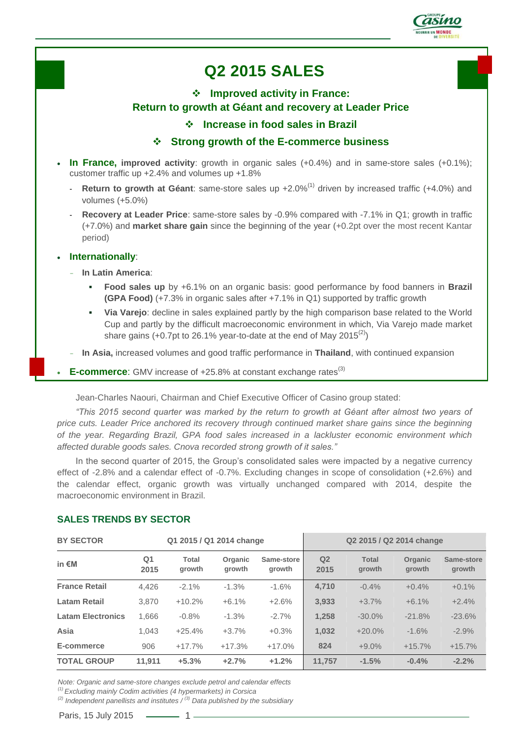# Q2 2015 SALES

❖ **Improved activity in France: Return to growth at Géant and recovery at Leader Price**

❖ **Increase in food sales in Brazil**

❖ **Strong growth of the E-commerce business**

- **In France, improved activity**: growth in organic sales (+0.4%) and in same-store sales (+0.1%); customer traffic up +2.4% and volumes up +1.8%
  - **Return to growth at Géant**: same-store sales up +2.0%[1] driven by increased traffic (+4.0%) and volumes (+5.0%)
  - **Recovery at Leader Price**: same-store sales by -0.9% compared with -7.1% in Q1; growth in traffic (+7.0%) and **market share gain** since the beginning of the year (+0.2pt over the most recent Kantar period)
- **Internationally**:
  - **In Latin America**:
    - **Food sales up** by +6.1% on an organic basis: good performance by food banners in **Brazil (GPA Food)** (+7.3% in organic sales after +7.1% in Q1) supported by traffic growth
    - **Via Varejo**: decline in sales explained partly by the high comparison base related to the World Cup and partly by the difficult macroeconomic environment in which, Via Varejo made market share gains (+0.7pt to 26.1% year-to-date at the end of May 2015[2])
  - **In Asia,** increased volumes and good traffic performance in **Thailand**, with continued expansion
- **E-commerce**: GMV increase of +25.8% at constant exchange rates[3]

Jean-Charles Naouri, Chairman and Chief Executive Officer of Casino group stated:

*"This 2015 second quarter was marked by the return to growth at Géant after almost two years of price cuts. Leader Price anchored its recovery through continued market share gains since the beginning of the year. Regarding Brazil, GPA food sales increased in a lackluster economic environment which affected durable goods sales. Cnova recorded strong growth of it sales."*

In the second quarter of 2015, the Group's consolidated sales were impacted by a negative currency effect of -2.8% and a calendar effect of -0.7%. Excluding changes in scope of consolidation (+2.6%) and the calendar effect, organic growth was virtually unchanged compared with 2014, despite the macroeconomic environment in Brazil.

## SALES TRENDS BY SECTOR

| BY SECTOR | Q1 2015 / Q1 2014 change | | | | Q2 2015 / Q2 2014 change | | | |
|---|---|---|---|---|---|---|---|---|
| in €M | Q1 2015 | Total growth | Organic growth | Same-store growth | Q2 2015 | Total growth | Organic growth | Same-store growth |
| **France Retail** | 4,426 | -2.1% | -1.3% | -1.6% | **4,710** | -0.4% | +0.4% | +0.1% |
| **Latam Retail** | 3,870 | +10.2% | +6.1% | +2.6% | **3,933** | +3.7% | +6.1% | +2.4% |
| **Latam Electronics** | 1,666 | -0.8% | -1.3% | -2.7% | **1,258** | -30.0% | -21.8% | -23.6% |
| **Asia** | 1,043 | +25.4% | +3.7% | +0.3% | **1,032** | +20.0% | -1.6% | -2.9% |
| **E-commerce** | 906 | +17.7% | +17.3% | +17.0% | **824** | +9.0% | +15.7% | +15.7% |
| **TOTAL GROUP** | **11,911** | **+5.3%** | **+2.7%** | **+1.2%** | **11,757** | **-1.5%** | **-0.4%** | **-2.2%** |

*Note: Organic and same-store changes exclude petrol and calendar effects*
*[1] Excluding mainly Codim activities (4 hypermarkets) in Corsica*
*[2] Independent panellists and institutes / [3] Data published by the subsidiary*

Paris, 15 July 2015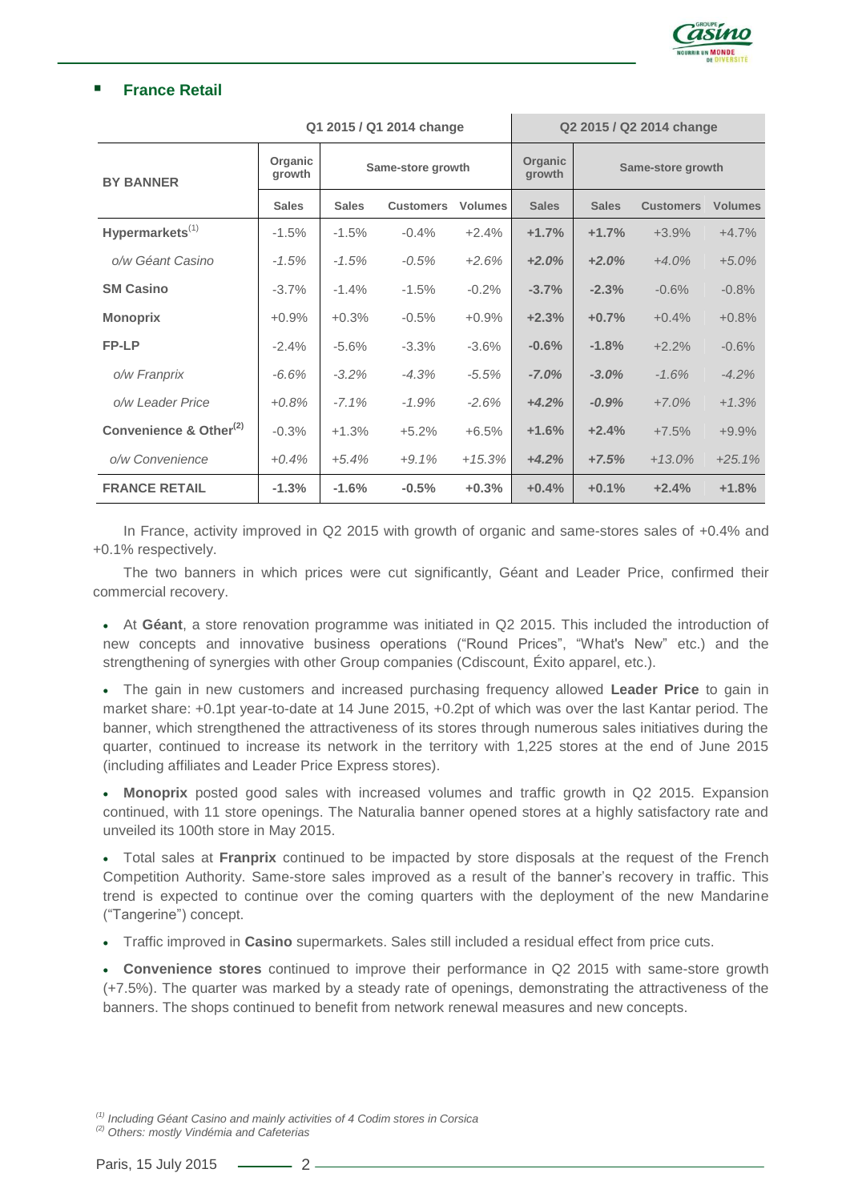## France Retail

| BY BANNER | Q1 2015 / Q1 2014 change | | | | Q2 2015 / Q2 2014 change | | | |
|---|---|---|---|---|---|---|---|---|
| | Organic growth | Same-store growth | | | Organic growth | Same-store growth | | |
| | Sales | Sales | Customers | Volumes | Sales | Sales | Customers | Volumes |
| **Hypermarkets**[1] | -1.5% | -1.5% | -0.4% | +2.4% | **+1.7%** | **+1.7%** | +3.9% | +4.7% |
| *o/w Géant Casino* | *-1.5%* | *-1.5%* | *-0.5%* | *+2.6%* | ***+2.0%*** | ***+2.0%*** | *+4.0%* | *+5.0%* |
| **SM Casino** | -3.7% | -1.4% | -1.5% | -0.2% | **-3.7%** | **-2.3%** | -0.6% | -0.8% |
| **Monoprix** | +0.9% | +0.3% | -0.5% | +0.9% | **+2.3%** | **+0.7%** | +0.4% | +0.8% |
| **FP-LP** | -2.4% | -5.6% | -3.3% | -3.6% | **-0.6%** | **-1.8%** | +2.2% | -0.6% |
| *o/w Franprix* | *-6.6%* | *-3.2%* | *-4.3%* | *-5.5%* | ***-7.0%*** | ***-3.0%*** | *-1.6%* | *-4.2%* |
| *o/w Leader Price* | *+0.8%* | *-7.1%* | *-1.9%* | *-2.6%* | ***+4.2%*** | ***-0.9%*** | *+7.0%* | *+1.3%* |
| **Convenience & Other**[2] | -0.3% | +1.3% | +5.2% | +6.5% | **+1.6%** | **+2.4%** | +7.5% | +9.9% |
| *o/w Convenience* | *+0.4%* | *+5.4%* | *+9.1%* | *+15.3%* | ***+4.2%*** | ***+7.5%*** | *+13.0%* | *+25.1%* |
| **FRANCE RETAIL** | **-1.3%** | **-1.6%** | **-0.5%** | **+0.3%** | **+0.4%** | **+0.1%** | **+2.4%** | **+1.8%** |

In France, activity improved in Q2 2015 with growth of organic and same-stores sales of +0.4% and +0.1% respectively.

The two banners in which prices were cut significantly, Géant and Leader Price, confirmed their commercial recovery.

- At **Géant**, a store renovation programme was initiated in Q2 2015. This included the introduction of new concepts and innovative business operations ("Round Prices", "What's New" etc.) and the strengthening of synergies with other Group companies (Cdiscount, Éxito apparel, etc.).
- The gain in new customers and increased purchasing frequency allowed **Leader Price** to gain in market share: +0.1pt year-to-date at 14 June 2015, +0.2pt of which was over the last Kantar period. The banner, which strengthened the attractiveness of its stores through numerous sales initiatives during the quarter, continued to increase its network in the territory with 1,225 stores at the end of June 2015 (including affiliates and Leader Price Express stores).
- **Monoprix** posted good sales with increased volumes and traffic growth in Q2 2015. Expansion continued, with 11 store openings. The Naturalia banner opened stores at a highly satisfactory rate and unveiled its 100th store in May 2015.
- Total sales at **Franprix** continued to be impacted by store disposals at the request of the French Competition Authority. Same-store sales improved as a result of the banner's recovery in traffic. This trend is expected to continue over the coming quarters with the deployment of the new Mandarine ("Tangerine") concept.
- Traffic improved in **Casino** supermarkets. Sales still included a residual effect from price cuts.
- **Convenience stores** continued to improve their performance in Q2 2015 with same-store growth (+7.5%). The quarter was marked by a steady rate of openings, demonstrating the attractiveness of the banners. The shops continued to benefit from network renewal measures and new concepts.

[1] *Including Géant Casino and mainly activities of 4 Codim stores in Corsica*
[2] *Others: mostly Vindémia and Cafeterias*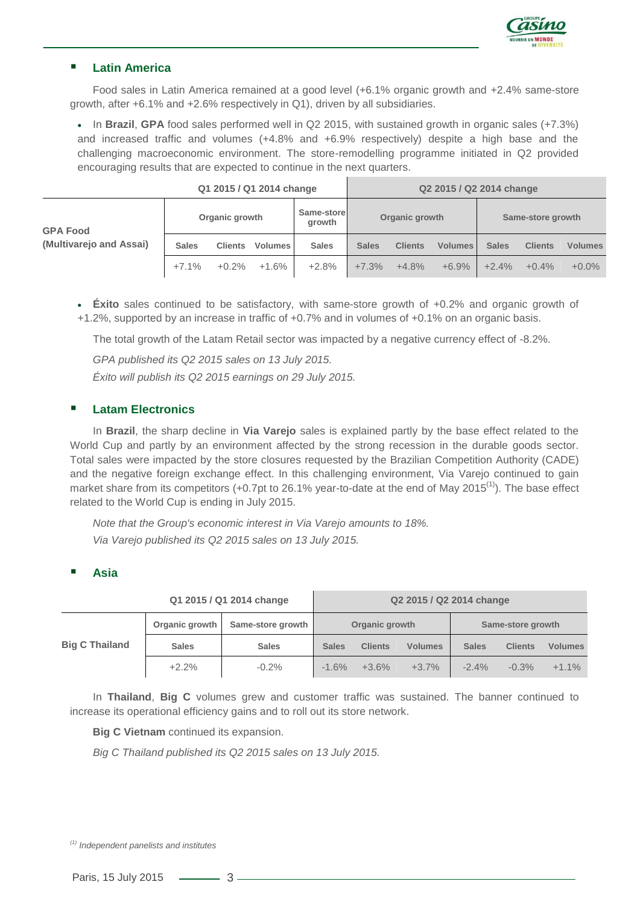## Latin America

Food sales in Latin America remained at a good level (+6.1% organic growth and +2.4% same-store growth, after +6.1% and +2.6% respectively in Q1), driven by all subsidiaries.

- In **Brazil**, **GPA** food sales performed well in Q2 2015, with sustained growth in organic sales (+7.3%) and increased traffic and volumes (+4.8% and +6.9% respectively) despite a high base and the challenging macroeconomic environment. The store-remodelling programme initiated in Q2 provided encouraging results that are expected to continue in the next quarters.

| | Q1 2015 / Q1 2014 change | | | | Q2 2015 / Q2 2014 change | | | | | |
|---|---|---|---|---|---|---|---|---|---|---|
| **GPA Food (Multivarejo and Assai)** | Organic growth | | | Same-store growth | Organic growth | | | Same-store growth | | |
| | Sales | Clients | Volumes | Sales | Sales | Clients | Volumes | Sales | Clients | Volumes |
| | +7.1% | +0.2% | +1.6% | +2.8% | +7.3% | +4.8% | +6.9% | +2.4% | +0.4% | +0.0% |

- **Éxito** sales continued to be satisfactory, with same-store growth of +0.2% and organic growth of +1.2%, supported by an increase in traffic of +0.7% and in volumes of +0.1% on an organic basis.

The total growth of the Latam Retail sector was impacted by a negative currency effect of -8.2%.

*GPA published its Q2 2015 sales on 13 July 2015.*

*Éxito will publish its Q2 2015 earnings on 29 July 2015.*

## Latam Electronics

In **Brazil**, the sharp decline in **Via Varejo** sales is explained partly by the base effect related to the World Cup and partly by an environment affected by the strong recession in the durable goods sector. Total sales were impacted by the store closures requested by the Brazilian Competition Authority (CADE) and the negative foreign exchange effect. In this challenging environment, Via Varejo continued to gain market share from its competitors (+0.7pt to 26.1% year-to-date at the end of May 2015[1]). The base effect related to the World Cup is ending in July 2015.

*Note that the Group's economic interest in Via Varejo amounts to 18%.*

*Via Varejo published its Q2 2015 sales on 13 July 2015.*

## Asia

| | Q1 2015 / Q1 2014 change | | Q2 2015 / Q2 2014 change | | | | | |
|---|---|---|---|---|---|---|---|---|
| **Big C Thailand** | Organic growth | Same-store growth | Organic growth | | | Same-store growth | | |
| | Sales | Sales | Sales | Clients | Volumes | Sales | Clients | Volumes |
| | +2.2% | -0.2% | -1.6% | +3.6% | +3.7% | -2.4% | -0.3% | +1.1% |

In **Thailand**, **Big C** volumes grew and customer traffic was sustained. The banner continued to increase its operational efficiency gains and to roll out its store network.

**Big C Vietnam** continued its expansion.

*Big C Thailand published its Q2 2015 sales on 13 July 2015.*

[1] *Independent panelists and institutes*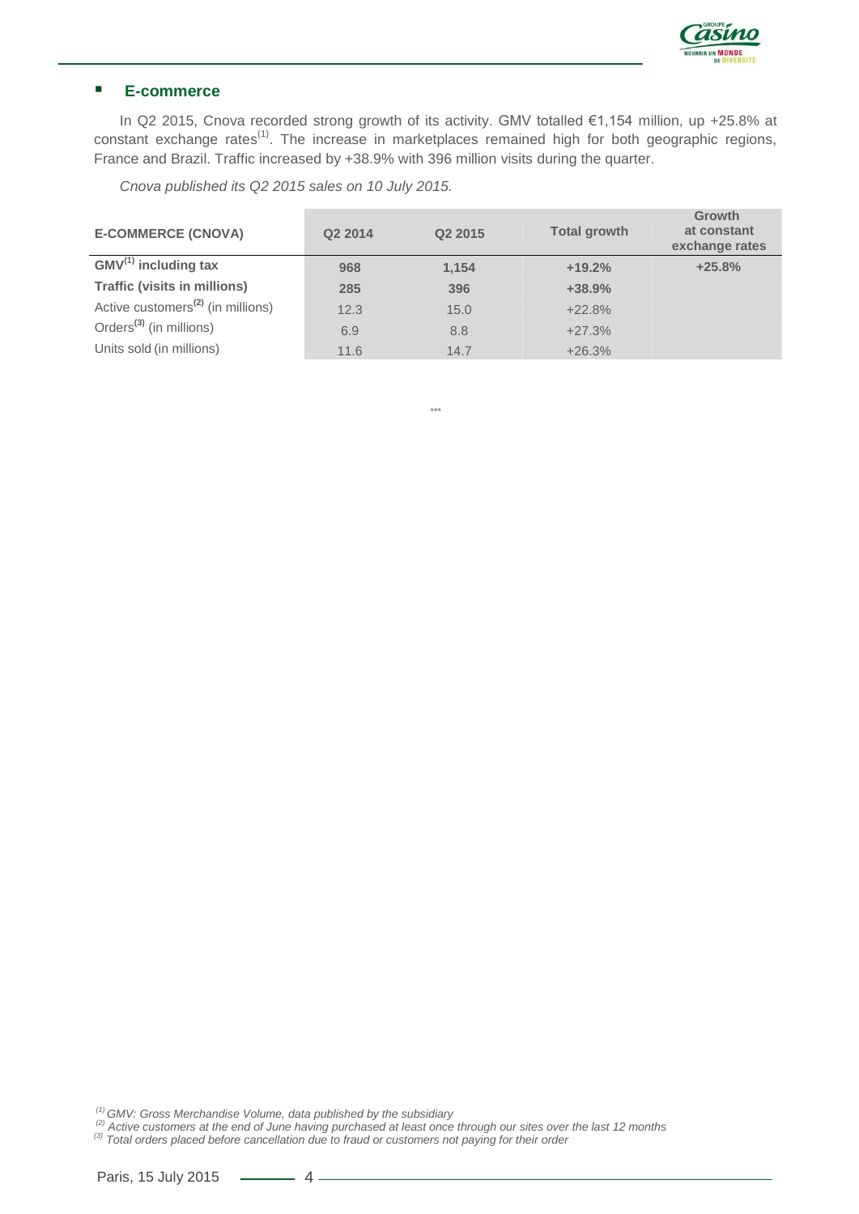## E-commerce

In Q2 2015, Cnova recorded strong growth of its activity. GMV totalled €1,154 million, up +25.8% at constant exchange rates[1]. The increase in marketplaces remained high for both geographic regions, France and Brazil. Traffic increased by +38.9% with 396 million visits during the quarter.

*Cnova published its Q2 2015 sales on 10 July 2015.*

| E-COMMERCE (CNOVA) | Q2 2014 | Q2 2015 | Total growth | Growth at constant exchange rates |
|---|---|---|---|---|
| **GMV[1] including tax** | **968** | **1,154** | **+19.2%** | **+25.8%** |
| **Traffic (visits in millions)** | **285** | **396** | **+38.9%** | |
| Active customers[2] (in millions) | 12.3 | 15.0 | +22.8% | |
| Orders[3] (in millions) | 6.9 | 8.8 | +27.3% | |
| Units sold (in millions) | 11.6 | 14.7 | +26.3% | |

\*\*\*

*[1] GMV: Gross Merchandise Volume, data published by the subsidiary*
*[2] Active customers at the end of June having purchased at least once through our sites over the last 12 months*
*[3] Total orders placed before cancellation due to fraud or customers not paying for their order*

Paris, 15 July 2015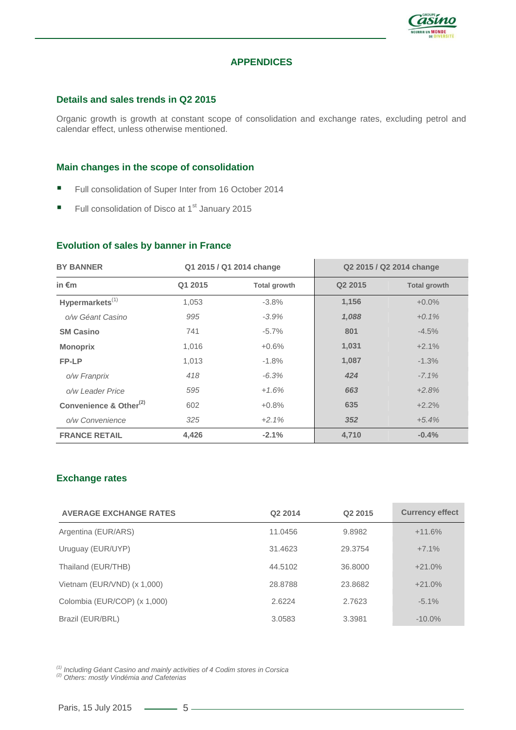## APPENDICES

### Details and sales trends in Q2 2015

Organic growth is growth at constant scope of consolidation and exchange rates, excluding petrol and calendar effect, unless otherwise mentioned.

### Main changes in the scope of consolidation

- Full consolidation of Super Inter from 16 October 2014
- Full consolidation of Disco at 1st January 2015

### Evolution of sales by banner in France

| BY BANNER | Q1 2015 / Q1 2014 change | | Q2 2015 / Q2 2014 change | |
|---|---|---|---|---|
| **in €m** | **Q1 2015** | **Total growth** | **Q2 2015** | **Total growth** |
| **Hypermarkets**[(1)] | 1,053 | -3.8% | **1,156** | +0.0% |
| *o/w Géant Casino* | *995* | *-3.9%* | ***1,088*** | *+0.1%* |
| **SM Casino** | 741 | -5.7% | **801** | -4.5% |
| **Monoprix** | 1,016 | +0.6% | **1,031** | +2.1% |
| **FP-LP** | 1,013 | -1.8% | **1,087** | -1.3% |
| *o/w Franprix* | *418* | *-6.3%* | ***424*** | *-7.1%* |
| *o/w Leader Price* | *595* | *+1.6%* | ***663*** | *+2.8%* |
| **Convenience & Other**[(2)] | 602 | +0.8% | **635** | +2.2% |
| *o/w Convenience* | *325* | *+2.1%* | ***352*** | *+5.4%* |
| **FRANCE RETAIL** | **4,426** | **-2.1%** | **4,710** | **-0.4%** |

### Exchange rates

| AVERAGE EXCHANGE RATES | Q2 2014 | Q2 2015 | Currency effect |
|---|---|---|---|
| Argentina (EUR/ARS) | 11.0456 | 9.8982 | +11.6% |
| Uruguay (EUR/UYP) | 31.4623 | 29.3754 | +7.1% |
| Thailand (EUR/THB) | 44.5102 | 36.8000 | +21.0% |
| Vietnam (EUR/VND) (x 1,000) | 28.8788 | 23.8682 | +21.0% |
| Colombia (EUR/COP) (x 1,000) | 2.6224 | 2.7623 | -5.1% |
| Brazil (EUR/BRL) | 3.0583 | 3.3981 | -10.0% |

*(1) Including Géant Casino and mainly activities of 4 Codim stores in Corsica*
*(2) Others: mostly Vindémia and Cafeterias*

Paris, 15 July 2015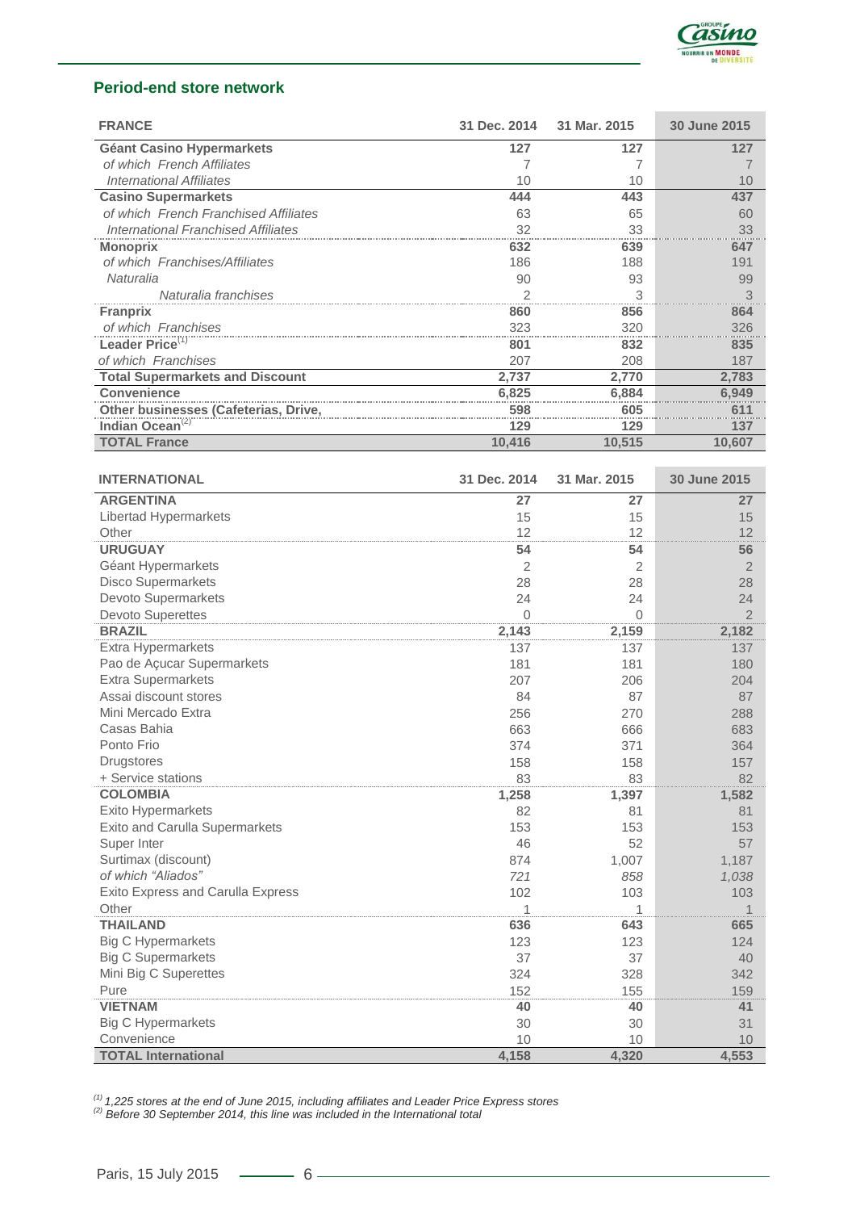## Period-end store network

| FRANCE | 31 Dec. 2014 | 31 Mar. 2015 | 30 June 2015 |
|---|---|---|---|
| **Géant Casino Hypermarkets** | **127** | **127** | **127** |
| *of which French Affiliates* | 7 | 7 | 7 |
| *International Affiliates* | 10 | 10 | 10 |
| **Casino Supermarkets** | **444** | **443** | **437** |
| *of which French Franchised Affiliates* | 63 | 65 | 60 |
| *International Franchised Affiliates* | 32 | 33 | 33 |
| **Monoprix** | **632** | **639** | **647** |
| *of which Franchises/Affiliates* | 186 | 188 | 191 |
| *Naturalia* | 90 | 93 | 99 |
| *Naturalia franchises* | 2 | 3 | 3 |
| **Franprix** | **860** | **856** | **864** |
| *of which Franchises* | 323 | 320 | 326 |
| **Leader Price**[1] | **801** | **832** | **835** |
| *of which Franchises* | 207 | 208 | 187 |
| **Total Supermarkets and Discount** | **2,737** | **2,770** | **2,783** |
| **Convenience** | **6,825** | **6,884** | **6,949** |
| **Other businesses (Cafeterias, Drive,** | **598** | **605** | **611** |
| **Indian Ocean**[2] | **129** | **129** | **137** |
| **TOTAL France** | **10,416** | **10,515** | **10,607** |

| INTERNATIONAL | 31 Dec. 2014 | 31 Mar. 2015 | 30 June 2015 |
|---|---|---|---|
| **ARGENTINA** | **27** | **27** | **27** |
| Libertad Hypermarkets | 15 | 15 | 15 |
| Other | 12 | 12 | 12 |
| **URUGUAY** | **54** | **54** | **56** |
| Géant Hypermarkets | 2 | 2 | 2 |
| Disco Supermarkets | 28 | 28 | 28 |
| Devoto Supermarkets | 24 | 24 | 24 |
| Devoto Superettes | 0 | 0 | 2 |
| **BRAZIL** | **2,143** | **2,159** | **2,182** |
| Extra Hypermarkets | 137 | 137 | 137 |
| Pao de Açucar Supermarkets | 181 | 181 | 180 |
| Extra Supermarkets | 207 | 206 | 204 |
| Assai discount stores | 84 | 87 | 87 |
| Mini Mercado Extra | 256 | 270 | 288 |
| Casas Bahia | 663 | 666 | 683 |
| Ponto Frio | 374 | 371 | 364 |
| Drugstores | 158 | 158 | 157 |
| + Service stations | 83 | 83 | 82 |
| **COLOMBIA** | **1,258** | **1,397** | **1,582** |
| Exito Hypermarkets | 82 | 81 | 81 |
| Exito and Carulla Supermarkets | 153 | 153 | 153 |
| Super Inter | 46 | 52 | 57 |
| Surtimax (discount) | 874 | 1,007 | 1,187 |
| *of which "Aliados"* | *721* | *858* | *1,038* |
| Exito Express and Carulla Express | 102 | 103 | 103 |
| Other | 1 | 1 | 1 |
| **THAILAND** | **636** | **643** | **665** |
| Big C Hypermarkets | 123 | 123 | 124 |
| Big C Supermarkets | 37 | 37 | 40 |
| Mini Big C Superettes | 324 | 328 | 342 |
| Pure | 152 | 155 | 159 |
| **VIETNAM** | **40** | **40** | **41** |
| Big C Hypermarkets | 30 | 30 | 31 |
| Convenience | 10 | 10 | 10 |
| **TOTAL International** | **4,158** | **4,320** | **4,553** |

*[1] 1,225 stores at the end of June 2015, including affiliates and Leader Price Express stores*
*[2] Before 30 September 2014, this line was included in the International total*

Paris, 15 July 2015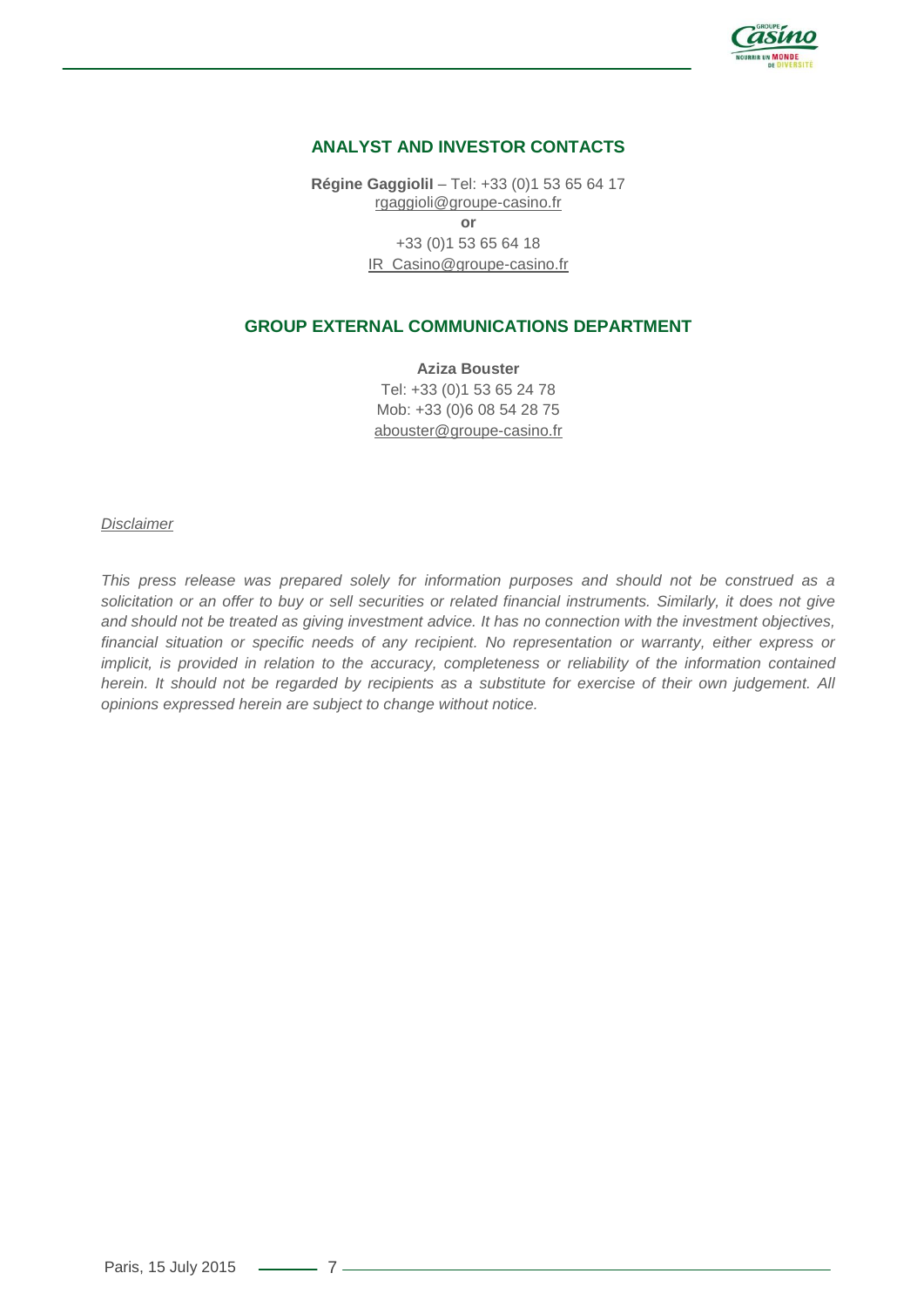## ANALYST AND INVESTOR CONTACTS

**Régine Gaggiolil** – Tel: +33 (0)1 53 65 64 17
rgaggioli@groupe-casino.fr
**or**
+33 (0)1 53 65 64 18
IR_Casino@groupe-casino.fr

## GROUP EXTERNAL COMMUNICATIONS DEPARTMENT

**Aziza Bouster**
Tel: +33 (0)1 53 65 24 78
Mob: +33 (0)6 08 54 28 75
abouster@groupe-casino.fr

*Disclaimer*

*This press release was prepared solely for information purposes and should not be construed as a solicitation or an offer to buy or sell securities or related financial instruments. Similarly, it does not give and should not be treated as giving investment advice. It has no connection with the investment objectives, financial situation or specific needs of any recipient. No representation or warranty, either express or implicit, is provided in relation to the accuracy, completeness or reliability of the information contained herein. It should not be regarded by recipients as a substitute for exercise of their own judgement. All opinions expressed herein are subject to change without notice.*